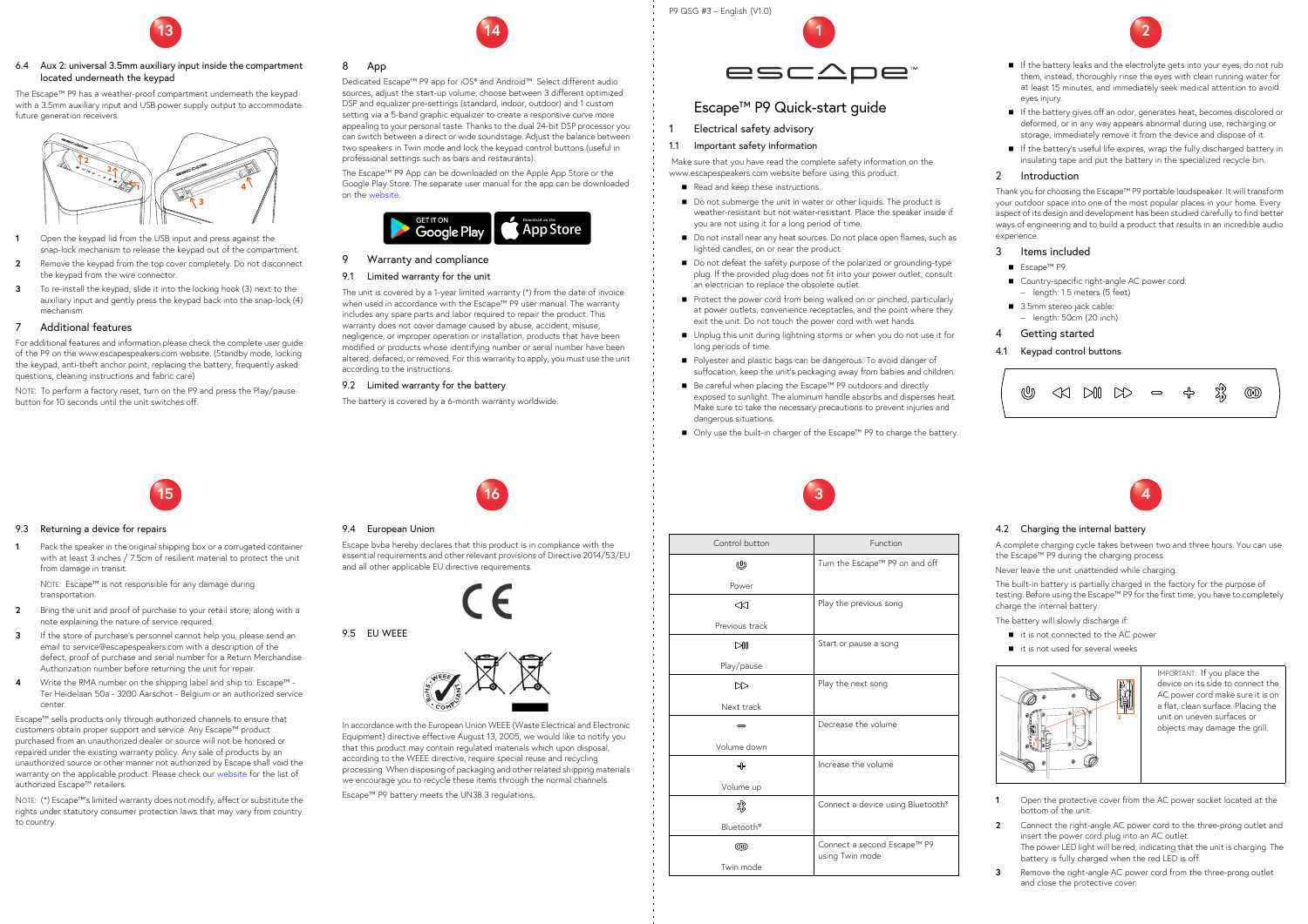# Escape™ P9 Quick-start guide

## 1 Electrical safety advisory

### 1.1 Important safety information

Make sure that you have read the complete safety information on the www.escapespeakers.com website before using this product.

- Read and keep these instructions.
- Do not submerge the unit in water or other liquids. The product is weather-resistant but not waterproof. Place the speaker inside if you are not using it for a long period of time.
- Do not install near any heat sources. Do not place open flames, such as lighted candles, on or near the product.
- Do not defeat the safety purpose of the polarized or grounding-type plug. If the provided plug does not fit into your power outlet, consult an electrician to replace the obsolete outlet.
- Protect the power cord from being walked on or pinched, particularly at power outlets, convenience receptacles, and the point where they exit the unit. Do not touch the power cord with wet hands.
- Unplug this unit during lightning storms or when you do not use it for long periods of time.
- Polyester and plastic bags can be dangerous. To avoid danger of suffocation, keep the unit's packaging away from babies and children.
- Be careful when placing the Escape™ P9 outdoors and directly exposed to sunlight. The aluminum handle absorbs and disperses heat. Make sure to take the necessary precautions to prevent injuries and dangerous situations.
- Only use the built-in charger of the Escape™ P9 to charge the battery.
- If the battery leaks and the electrolyte gets into your eyes, do not rub them, instead, thoroughly rinse the eyes with clean running water for at least 15 minutes, and immediately seek medical attention to avoid eyes injury.
- If the battery gives off an odor, generates heat, becomes discolored or deformed, or in any way appears abnormal during use, recharging or storage, immediately remove it from the device and dispose of it.
- If the battery's useful life expires, wrap the fully discharged battery in insulating tape and put the battery in the specialized recycle bin.

## 2 Introduction

Thank you for choosing the Escape™ P9 portable loudspeaker. It will transform your outdoor space into one of the most popular places in your home. Every aspect of its design and development has been studied carefully to find better ways of engineering and to build a product that results in an incredible audio experience.

## 3 Items included

- Escape™ P9
- Country-specific right-angle AC power cord:
  - length: 1.5 meters (5 feet)
- 3.5mm stereo jack cable:
  - length: 50cm (20 inch)

## 4 Getting started

### 4.1 Keypad control buttons

| Control button | Function |
|---|---|
| Power | Turn the Escape™ P9 on and off |
| Previous track | Play the previous song |
| Play/pause | Start or pause a song |
| Next track | Play the next song |
| Volume down | Decrease the volume |
| Volume up | Increase the volume |
| Bluetooth® | Connect a device using Bluetooth® |
| Twin mode | Connect a second Escape™ P9 using Twin mode |

### 4.2 Charging the internal battery

A complete charging cycle takes between two and three hours. You can use the Escape™ P9 during the charging process.

Never leave the unit unattended while charging.

The built-in battery is partially charged in the factory for the purpose of testing. Before using the Escape™ P9 for the first time, you have to completely charge the internal battery.

The battery will slowly discharge if:

- it is not connected to the AC power
- it is not used for several weeks

IMPORTANT: If you place the device on its side to connect the AC power cord make sure it is on a flat, clean surface. Placing the unit on uneven surfaces or objects may damage the grill.

1. Open the protective cover from the AC power socket located at the bottom of the unit.
2. Connect the right-angle AC power cord to the three-prong outlet and insert the power cord plug into an AC outlet.
   The power LED light will be red, indicating that the unit is charging. The battery is fully charged when the red LED is off.
3. Remove the right-angle AC power cord from the three-prong outlet and close the protective cover.

### 6.4 Aux 2: universal 3.5mm auxiliary input inside the compartment located underneath the keypad

The Escape™ P9 has a weather-proof compartment underneath the keypad with a 3.5mm auxiliary input and USB power supply output to accommodate future generation receivers.

1. Open the keypad lid from the USB input and press against the snap-lock mechanism to release the keypad out of the compartment.
2. Remove the keypad from the top cover completely. Do not disconnect the keypad from the wire connector.
3. To re-install the keypad, slide it into the locking hook (3) next to the auxiliary input and gently press the keypad back into the snap-lock (4) mechanism.

## 7 Additional features

For additional features and information please check the complete user guide of the P9 on the www.escapespeakers.com website. (Standby mode, locking the keypad, anti-theft anchor point, replacing the battery, frequently asked questions, cleaning instructions and fabric care)

NOTE: To perform a factory reset, turn on the P9 and press the Play/pause button for 10 seconds until the unit switches off.

## 8 App

Dedicated Escape™ P9 app for iOS® and Android™. Select different audio sources, adjust the start-up volume, choose between 3 different optimized DSP and equalizer pre-settings (standard, indoor, outdoor) and 1 custom setting via a 5-band graphic equalizer to create a responsive curve more appealing to your personal taste. Thanks to the dual 24-bit DSP processor you can switch between a direct or wide soundstage. Adjust the balance between two speakers in Twin mode and lock the keypad control buttons (useful in professional settings such as bars and restaurants).

The Escape™ P9 App can be downloaded on the Apple App Store or the Google Play Store. The separate user manual for the app can be downloaded on the website.

GET IT ON Google Play | Download on the App Store

## 9 Warranty and compliance

### 9.1 Limited warranty for the unit

The unit is covered by a 1-year limited warranty (*) from the date of invoice when used in accordance with the Escape™ P9 user manual. This warranty includes any spare parts and labor required to repair the product. This warranty does not cover damage caused by abuse, accident, misuse, negligence, or improper operation or installation, products that have been modified or products whose identifying number or serial number have been altered, defaced, or removed. For this warranty to apply, you must use the unit according to the instructions.

### 9.2 Limited warranty for the battery

The battery is covered by a 6-month warranty worldwide.

### 9.3 Returning a device for repairs

1. Pack the speaker in the original shipping box or a corrugated container with at least 3 inches / 7.5cm of resilient material to protect the unit from damage in transit.

   NOTE: Escape™ is not responsible for any damage during transportation.
2. Bring the unit and proof of purchase to your retail store, along with a note explaining the nature of service required.
3. If the store of purchase's personnel cannot help you, please send an email to service@escapespeakers.com with a description of the defect, proof of purchase and serial number for a Return Merchandise Authorization number before returning the unit for repair.
4. Write the RMA number on the shipping label and ship to: Escape™ - Ter Heidelaan 50a - 3200 Aarschot - Belgium or an authorized service center.

Escape™ sells products only through authorized channels to ensure that customers obtain proper support and service. Any Escape™ product purchased from an unauthorized dealer or source will not be honored or repaired under the existing warranty policy. Any sale of products by an unauthorized source or other manner not authorized by Escape shall void the warranty on the applicable product. Please check our website for the list of authorized Escape™ retailers.

NOTE: (*) Escape™'s limited warranty does not modify, affect or substitute the rights under statutory consumer protection laws that may vary from country to country.

### 9.4 European Union

Escape bvba hereby declares that this product is in compliance with the essential requirements and other relevant provisions of Directive 2014/53/EU and all other applicable EU directive requirements.

CE

### 9.5 EU WEEE

In accordance with the European Union WEEE (Waste Electrical and Electronic Equipment) directive effective August 13, 2005, we would like to notify you that this product may contain regulated materials which upon disposal, according to the WEEE directive, require special reuse and recycling processing. When disposing of packaging and other related shipping materials we encourage you to recycle these items through the normal channels.

Escape™ P9 battery meets the UN38.3 regulations.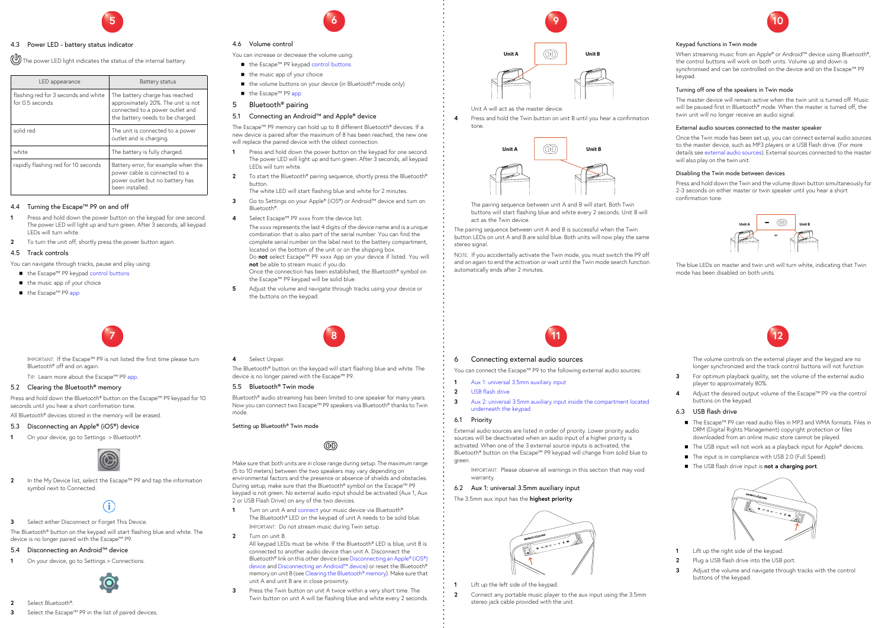## 4.3 Power LED - battery status indicator

The power LED light indicates the status of the internal battery.

| LED appearance | Battery status |
|---|---|
| flashing red for 3 seconds and white for 0.5 seconds | The battery charge has reached approximately 20%. The unit is not connected to a power outlet and the battery needs to be charged. |
| solid red | The unit is connected to a power outlet and is charging. |
| white | The battery is fully charged. |
| rapidly flashing red for 10 seconds | Battery error, for example when the power cable is connected to a power outlet but no battery has been installed. |

## 4.4 Turning the Escape™ P9 on and off

1. Press and hold down the power button on the keypad for one second. The power LED will light up and turn green. After 3 seconds, all keypad LEDs will turn white.
2. To turn the unit off, shortly press the power button again.

## 4.5 Track controls

You can navigate through tracks, pause and play using:

- the Escape™ P9 keypad control buttons
- the music app of your choice
- the Escape™ P9 app

## 4.6 Volume control

You can increase or decrease the volume using:

- the Escape™ P9 keypad control buttons
- the music app of your choice
- the volume buttons on your device (in Bluetooth® mode only)
- the Escape™ P9 app

# 5 Bluetooth® pairing

## 5.1 Connecting an Android™ and Apple® device

The Escape™ P9 memory can hold up to 8 different Bluetooth® devices. If a new device is paired after the maximum of 8 has been reached, the new one will replace the paired device with the oldest connection.

1. Press and hold down the power button on the keypad for one second. The power LED will light up and turn green. After 3 seconds, all keypad LEDs will turn white.
2. To start the Bluetooth® pairing sequence, shortly press the Bluetooth® button.
   The white LED will start flashing blue and white for 2 minutes.
3. Go to Settings on your Apple® (iOS®) or Android™ device and turn on Bluetooth®.
4. Select Escape™ P9 xxxx from the device list.
   The xxxx represents the last 4 digits of the device name and is a unique combination that is also part of the serial number. You can find the complete serial number on the label next to the battery compartment, located on the bottom of the unit or on the shipping box.
   Do **not** select Escape™ P9 xxxx App on your device if listed. You will **not** be able to stream music if you do.
   Once the connection has been established, the Bluetooth® symbol on the Escape™ P9 keypad will be solid blue.
5. Adjust the volume and navigate through tracks using your device or the buttons on the keypad.

Unit A

Unit B

Unit A will act as the master device.

4. Press and hold the Twin button on unit B until you hear a confirmation tone.

Unit A

Unit B

The pairing sequence between unit A and B will start. Both Twin buttons will start flashing blue and white every 2 seconds. Unit B will act as the Twin device.

The pairing sequence between unit A and B is successful when the Twin button LEDs on unit A and B are solid blue. Both units will now play the same stereo signal.

NOTE: If you accidentally activate the Twin mode, you must switch the P9 off and on again to end the activation or wait until the Twin mode search function automatically ends after 2 minutes.

### Keypad functions in Twin mode

When streaming music from an Apple® or Android™ device using Bluetooth®, the control buttons will work on both units. Volume up and down is synchronised and can be controlled on the device and on the Escape™ P9 keypad.

### Turning off one of the speakers in Twin mode

The master device will remain active when the twin unit is turned off. Music will be paused first in Bluetooth® mode. When the master is turned off, the twin unit will no longer receive an audio signal.

### External audio sources connected to the master speaker

Once the Twin mode has been set up, you can connect external audio sources to the master device, such as MP3 players or a USB flash drive. (For more details see external audio sources). External sources connected to the master will also play on the twin unit.

### Disabling the Twin mode between devices

Press and hold down the Twin and the volume down button simultaneously for 2-3 seconds on either master or twin speaker until you hear a short confirmation tone.

Unit A

or

Unit B

The blue LEDs on master and twin unit will turn white, indicating that Twin mode has been disabled on both units.

IMPORTANT: If the Escape™ P9 is not listed the first time please turn Bluetooth® off and on again.

TIP: Learn more about the Escape™ P9 app.

## 5.2 Clearing the Bluetooth® memory

Press and hold down the Bluetooth® button on the Escape™ P9 keypad for 10 seconds until you hear a short confirmation tone.

All Bluetooth® devices stored in the memory will be erased.

## 5.3 Disconnecting an Apple® (iOS®) device

1. On your device, go to Settings > Bluetooth®.
2. In the My Device list, select the Escape™ P9 and tap the information symbol next to Connected.
3. Select either Disconnect or Forget This Device.

The Bluetooth® button on the keypad will start flashing blue and white. The device is no longer paired with the Escape™ P9.

## 5.4 Disconnecting an Android™ device

1. On your device, go to Settings > Connections.
2. Select Bluetooth®.
3. Select the Escape™ P9 in the list of paired devices.
4. Select Unpair.

The Bluetooth® button on the keypad will start flashing blue and white. The device is no longer paired with the Escape™ P9.

## 5.5 Bluetooth® Twin mode

Bluetooth® audio streaming has been limited to one speaker for many years. Now you can connect two Escape™ P9 speakers via Bluetooth® thanks to Twin mode.

### Setting up Bluetooth® Twin mode

Make sure that both units are in close range during setup. The maximum range (5 to 10 meters) between the two speakers may vary depending on environmental factors and the presence or absence of shields and obstacles. During setup, make sure that the Bluetooth® symbol on the Escape™ P9 keypad is not green. No external audio input should be activated (Aux 1, Aux 2 or USB Flash Drive) on any of the two devices.

1. Turn on unit A and connect your music device via Bluetooth®.
   The Bluetooth® LED on the keypad of unit A needs to be solid blue.
   IMPORTANT: Do not stream music during Twin setup.
2. Turn on unit B.
   All keypad LEDs must be white. If the Bluetooth® LED is blue, unit B is connected to another audio device than unit A. Disconnect the Bluetooth® link on this other device (see Disconnecting an Apple® (iOS®) device and Disconnecting an Android™ device) or reset the Bluetooth® memory on unit B (see Clearing the Bluetooth® memory). Make sure that unit A and unit B are in close proximity.
3. Press the Twin button on unit A twice within a very short time. The Twin button on unit A will be flashing blue and white every 2 seconds.

# 6 Connecting external audio sources

You can connect the Escape™ P9 to the following external audio sources:

1. Aux 1: universal 3.5mm auxiliary input
2. USB flash drive
3. Aux 2: universal 3.5mm auxiliary input inside the compartment located underneath the keypad

## 6.1 Priority

External audio sources are listed in order of priority. Lower priority audio sources will be deactivated when an audio input of a higher priority is activated. When one of the 3 external source inputs is activated, the Bluetooth® button on the Escape™ P9 keypad will change from solid blue to green.

IMPORTANT: Please observe all warnings in this section that may void warranty.

## 6.2 Aux 1: universal 3.5mm auxiliary input

The 3.5mm aux input has the **highest priority**.

1. Lift up the left side of the keypad.
2. Connect any portable music player to the aux input using the 3.5mm stereo jack cable provided with the unit.

The volume controls on the external player and the keypad are no longer synchronized and the track control buttons will not function.

3. For optimum playback quality, set the volume of the external audio player to approximately 80%.
4. Adjust the desired output volume of the Escape™ P9 via the control buttons on the keypad.

## 6.3 USB flash drive

- The Escape™ P9 can read audio files in MP3 and WMA formats. Files in DRM (Digital Rights Management) copyright protection or files downloaded from an online music store cannot be played.
- The USB input will not work as a playback input for Apple® devices.
- The input is in compliance with USB 2.0 (Full Speed).
- The USB flash drive input is **not a charging port**.

1. Lift up the right side of the keypad.
2. Plug a USB flash drive into the USB port.
3. Adjust the volume and navigate through tracks with the control buttons of the keypad.